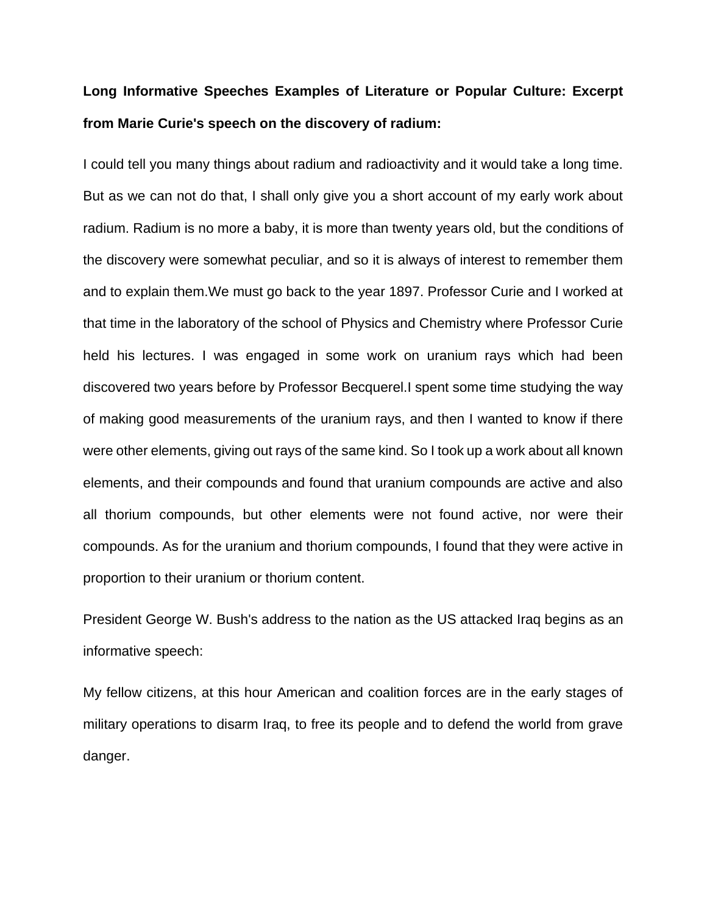**Long Informative Speeches Examples of Literature or Popular Culture: Excerpt from Marie Curie's speech on the discovery of radium:**

I could tell you many things about radium and radioactivity and it would take a long time. But as we can not do that, I shall only give you a short account of my early work about radium. Radium is no more a baby, it is more than twenty years old, but the conditions of the discovery were somewhat peculiar, and so it is always of interest to remember them and to explain them.We must go back to the year 1897. Professor Curie and I worked at that time in the laboratory of the school of Physics and Chemistry where Professor Curie held his lectures. I was engaged in some work on uranium rays which had been discovered two years before by Professor Becquerel.I spent some time studying the way of making good measurements of the uranium rays, and then I wanted to know if there were other elements, giving out rays of the same kind. So I took up a work about all known elements, and their compounds and found that uranium compounds are active and also all thorium compounds, but other elements were not found active, nor were their compounds. As for the uranium and thorium compounds, I found that they were active in proportion to their uranium or thorium content.

President George W. Bush's address to the nation as the US attacked Iraq begins as an informative speech:

My fellow citizens, at this hour American and coalition forces are in the early stages of military operations to disarm Iraq, to free its people and to defend the world from grave danger.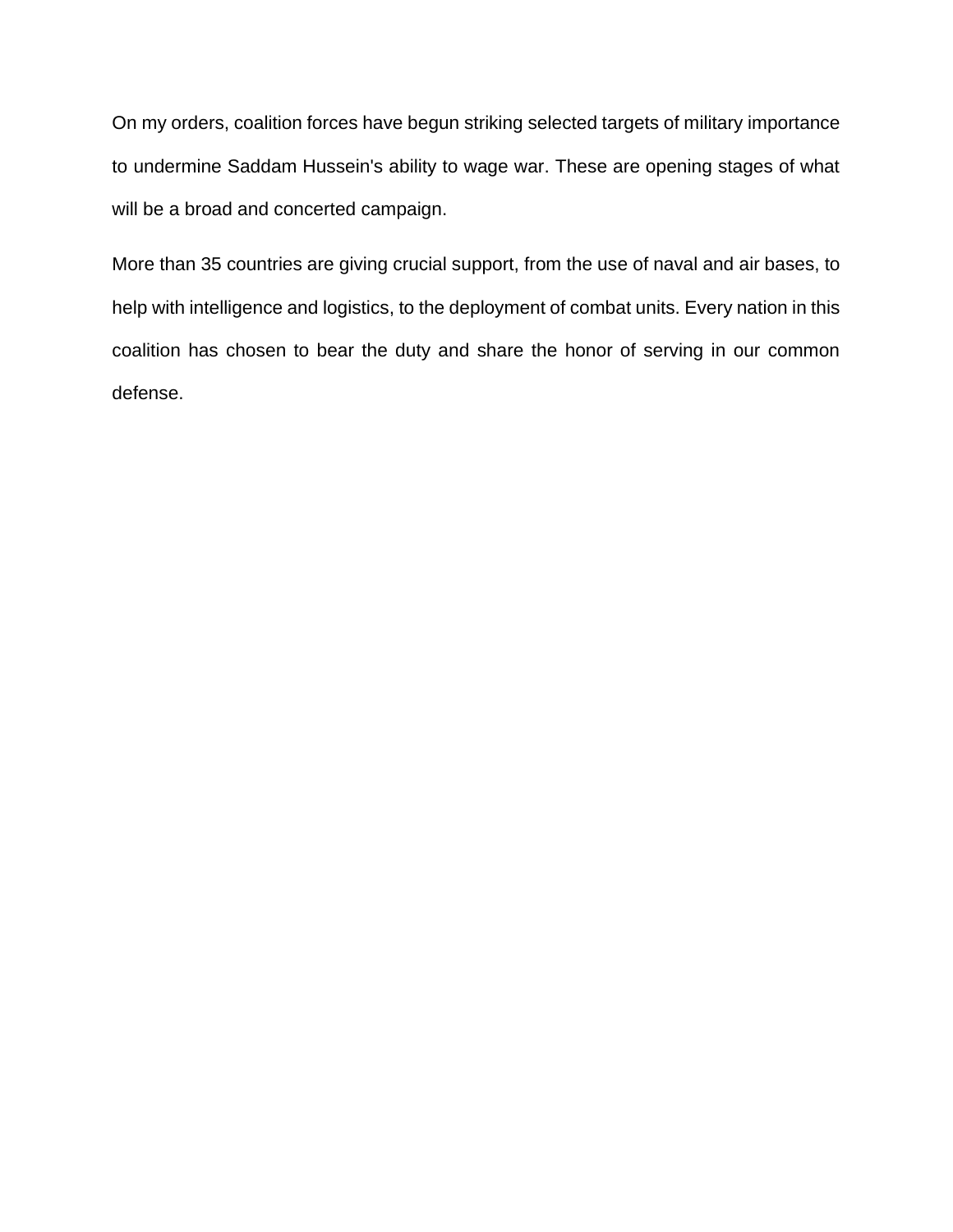On my orders, coalition forces have begun striking selected targets of military importance to undermine Saddam Hussein's ability to wage war. These are opening stages of what will be a broad and concerted campaign.

More than 35 countries are giving crucial support, from the use of naval and air bases, to help with intelligence and logistics, to the deployment of combat units. Every nation in this coalition has chosen to bear the duty and share the honor of serving in our common defense.